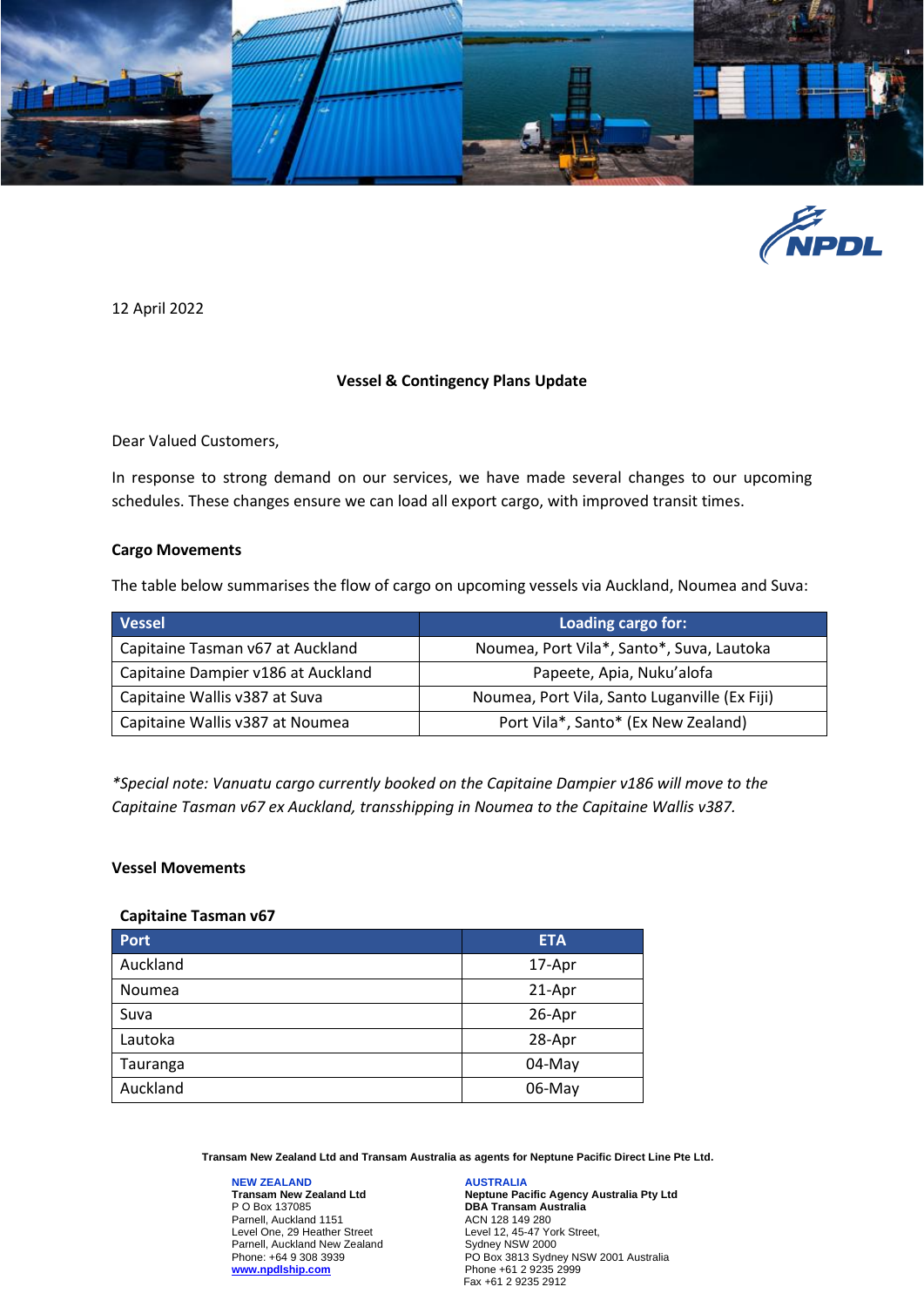12 April 2022

**Vessel & Contingency Plans Update**

Dear Valued Customers,

In response to strong demand on our services, we have made several changes to our upcoming schedules. These changes ensure we can load all export cargo, with improved transit times.

**Cargo Movements**

The table below summarises the flow of cargo on upcoming vessels via Auckland, Noumea and Suva:

| Vessel | Loading cargo for: |
|---|---|
| Capitaine Tasman v67 at Auckland | Noumea, Port Vila*, Santo*, Suva, Lautoka |
| Capitaine Dampier v186 at Auckland | Papeete, Apia, Nuku'alofa |
| Capitaine Wallis v387 at Suva | Noumea, Port Vila, Santo Luganville (Ex Fiji) |
| Capitaine Wallis v387 at Noumea | Port Vila*, Santo* (Ex New Zealand) |

*\*Special note: Vanuatu cargo currently booked on the Capitaine Dampier v186 will move to the Capitaine Tasman v67 ex Auckland, transshipping in Noumea to the Capitaine Wallis v387.*

**Vessel Movements**

**Capitaine Tasman v67**

| Port | ETA |
|---|---|
| Auckland | 17-Apr |
| Noumea | 21-Apr |
| Suva | 26-Apr |
| Lautoka | 28-Apr |
| Tauranga | 04-May |
| Auckland | 06-May |

**Transam New Zealand Ltd and Transam Australia as agents for Neptune Pacific Direct Line Pte Ltd.**

**NEW ZEALAND**
**Transam New Zealand Ltd**
P O Box 137085
Parnell, Auckland 1151
Level One, 29 Heather Street
Parnell, Auckland New Zealand
Phone: +64 9 308 3939
www.npdlship.com

**AUSTRALIA**
**Neptune Pacific Agency Australia Pty Ltd**
**DBA Transam Australia**
ACN 128 149 280
Level 12, 45-47 York Street,
Sydney NSW 2000
PO Box 3813 Sydney NSW 2001 Australia
Phone +61 2 9235 2999
Fax +61 2 9235 2912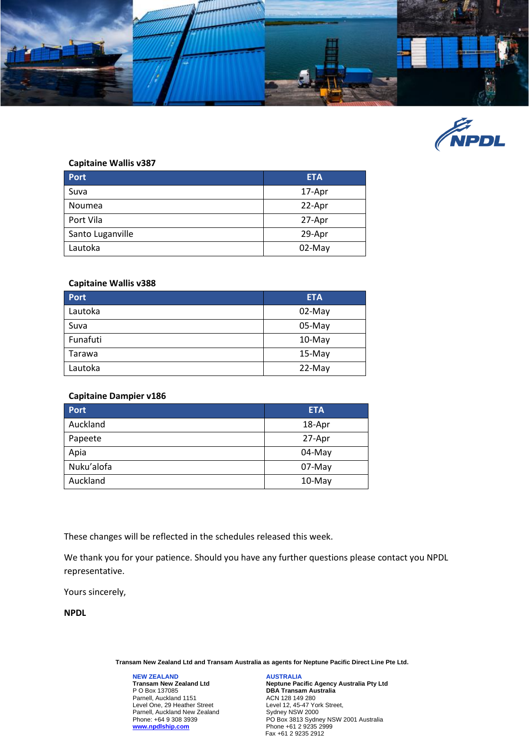**Capitaine Wallis v387**

| Port | ETA |
|---|---|
| Suva | 17-Apr |
| Noumea | 22-Apr |
| Port Vila | 27-Apr |
| Santo Luganville | 29-Apr |
| Lautoka | 02-May |

**Capitaine Wallis v388**

| Port | ETA |
|---|---|
| Lautoka | 02-May |
| Suva | 05-May |
| Funafuti | 10-May |
| Tarawa | 15-May |
| Lautoka | 22-May |

**Capitaine Dampier v186**

| Port | ETA |
|---|---|
| Auckland | 18-Apr |
| Papeete | 27-Apr |
| Apia | 04-May |
| Nuku'alofa | 07-May |
| Auckland | 10-May |

These changes will be reflected in the schedules released this week.

We thank you for your patience. Should you have any further questions please contact you NPDL representative.

Yours sincerely,

**NPDL**

**Transam New Zealand Ltd and Transam Australia as agents for Neptune Pacific Direct Line Pte Ltd.**

**NEW ZEALAND**
**Transam New Zealand Ltd**
P O Box 137085
Parnell, Auckland 1151
Level One, 29 Heather Street
Parnell, Auckland New Zealand
Phone: +64 9 308 3939
www.npdlship.com

**AUSTRALIA**
**Neptune Pacific Agency Australia Pty Ltd**
**DBA Transam Australia**
ACN 128 149 280
Level 12, 45-47 York Street,
Sydney NSW 2000
PO Box 3813 Sydney NSW 2001 Australia
Phone +61 2 9235 2999
Fax +61 2 9235 2912